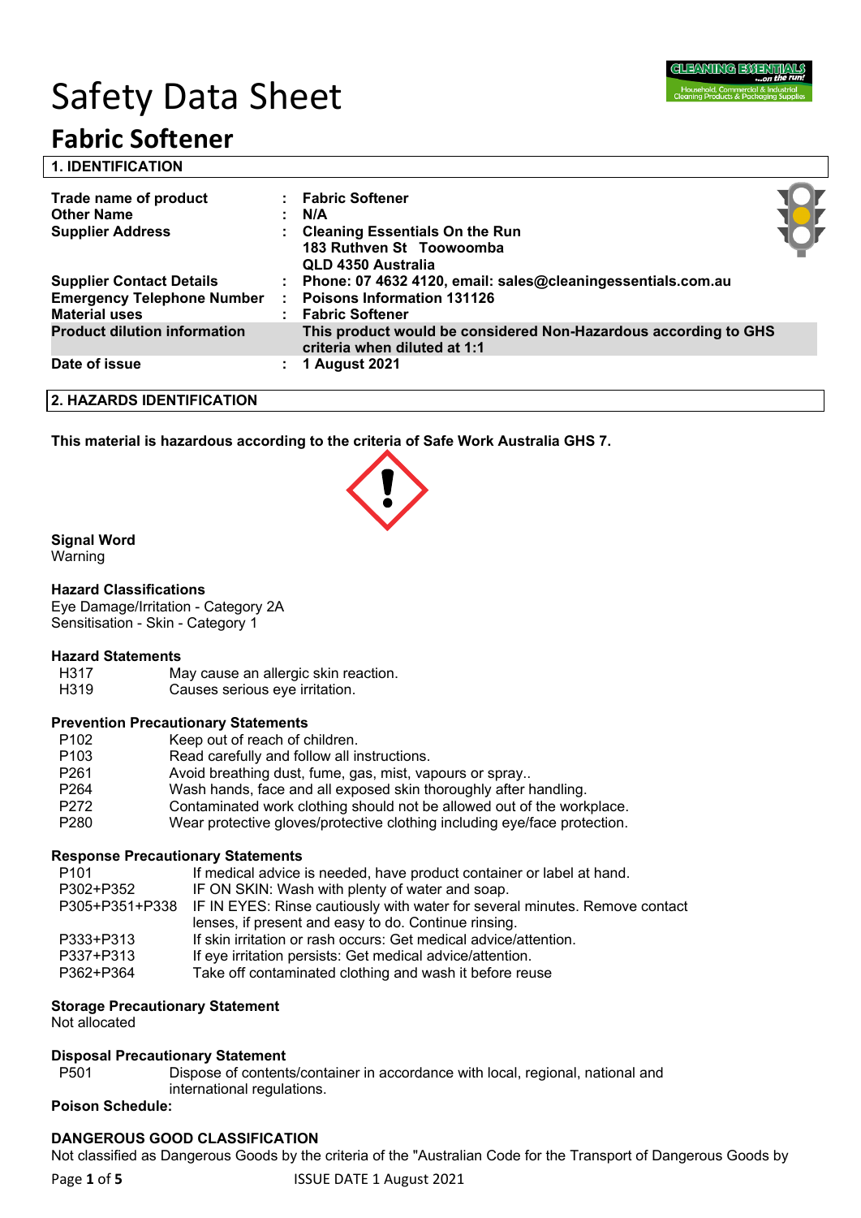# Safety Data Sheet

## Fabric Softener

### 1. IDENTIFICATION

| | | |
|---|---|---|
| **Trade name of product** | : | **Fabric Softener** |
| **Other Name** | : | **N/A** |
| **Supplier Address** | : | **Cleaning Essentials On the Run**<br>**183 Ruthven St Toowoomba**<br>**QLD 4350 Australia** |
| **Supplier Contact Details** | : | **Phone: 07 4632 4120, email: sales@cleaningessentials.com.au** |
| **Emergency Telephone Number** | : | **Poisons Information 131126** |
| **Material uses** | : | **Fabric Softener** |
| **Product dilution information** | | **This product would be considered Non-Hazardous according to GHS criteria when diluted at 1:1** |
| **Date of issue** | : | **1 August 2021** |

### 2. HAZARDS IDENTIFICATION

**This material is hazardous according to the criteria of Safe Work Australia GHS 7.**

**Signal Word**
Warning

**Hazard Classifications**
Eye Damage/Irritation - Category 2A
Sensitisation - Skin - Category 1

**Hazard Statements**

| | |
|---|---|
| H317 | May cause an allergic skin reaction. |
| H319 | Causes serious eye irritation. |

**Prevention Precautionary Statements**

| | |
|---|---|
| P102 | Keep out of reach of children. |
| P103 | Read carefully and follow all instructions. |
| P261 | Avoid breathing dust, fume, gas, mist, vapours or spray.. |
| P264 | Wash hands, face and all exposed skin thoroughly after handling. |
| P272 | Contaminated work clothing should not be allowed out of the workplace. |
| P280 | Wear protective gloves/protective clothing including eye/face protection. |

**Response Precautionary Statements**

| | |
|---|---|
| P101 | If medical advice is needed, have product container or label at hand. |
| P302+P352 | IF ON SKIN: Wash with plenty of water and soap. |
| P305+P351+P338 | IF IN EYES: Rinse cautiously with water for several minutes. Remove contact lenses, if present and easy to do. Continue rinsing. |
| P333+P313 | If skin irritation or rash occurs: Get medical advice/attention. |
| P337+P313 | If eye irritation persists: Get medical advice/attention. |
| P362+P364 | Take off contaminated clothing and wash it before reuse |

**Storage Precautionary Statement**
Not allocated

**Disposal Precautionary Statement**

| | |
|---|---|
| P501 | Dispose of contents/container in accordance with local, regional, national and international regulations. |

**Poison Schedule:**

**DANGEROUS GOOD CLASSIFICATION**
Not classified as Dangerous Goods by the criteria of the "Australian Code for the Transport of Dangerous Goods by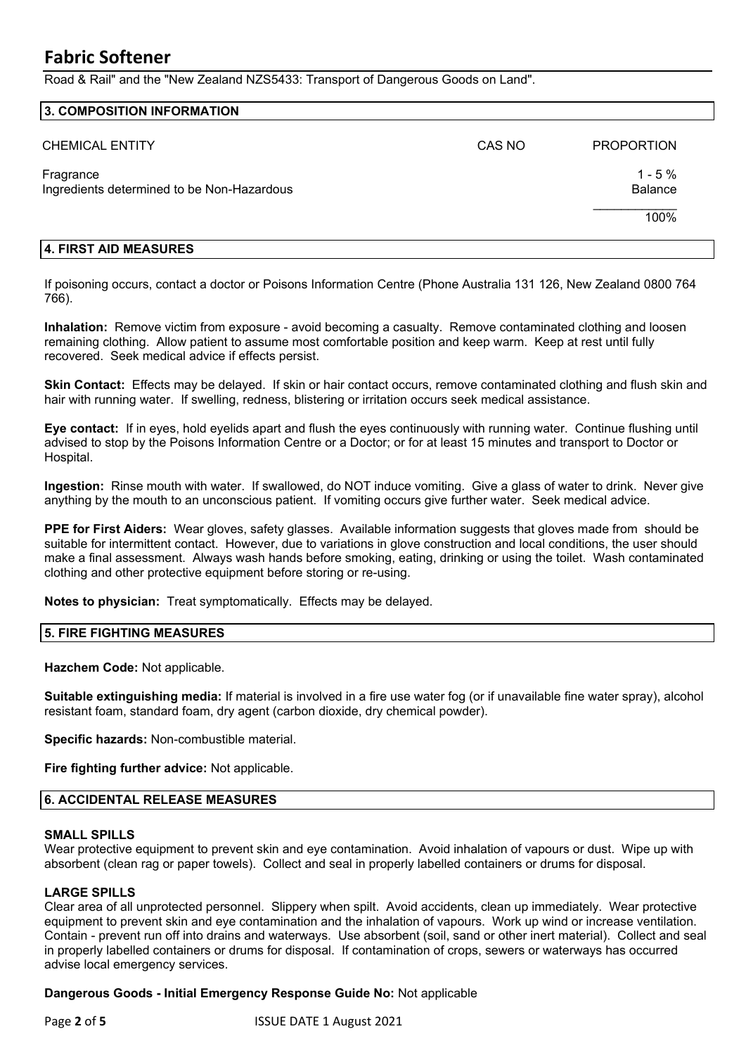Road & Rail" and the "New Zealand NZS5433: Transport of Dangerous Goods on Land".

## 3. COMPOSITION INFORMATION

| CHEMICAL ENTITY | CAS NO | PROPORTION |
|---|---|---|
| Fragrance | | 1 - 5 % |
| Ingredients determined to be Non-Hazardous | | Balance |
| | | 100% |

## 4. FIRST AID MEASURES

If poisoning occurs, contact a doctor or Poisons Information Centre (Phone Australia 131 126, New Zealand 0800 764 766).

**Inhalation:** Remove victim from exposure - avoid becoming a casualty. Remove contaminated clothing and loosen remaining clothing. Allow patient to assume most comfortable position and keep warm. Keep at rest until fully recovered. Seek medical advice if effects persist.

**Skin Contact:** Effects may be delayed. If skin or hair contact occurs, remove contaminated clothing and flush skin and hair with running water. If swelling, redness, blistering or irritation occurs seek medical assistance.

**Eye contact:** If in eyes, hold eyelids apart and flush the eyes continuously with running water. Continue flushing until advised to stop by the Poisons Information Centre or a Doctor; or for at least 15 minutes and transport to Doctor or Hospital.

**Ingestion:** Rinse mouth with water. If swallowed, do NOT induce vomiting. Give a glass of water to drink. Never give anything by the mouth to an unconscious patient. If vomiting occurs give further water. Seek medical advice.

**PPE for First Aiders:** Wear gloves, safety glasses. Available information suggests that gloves made from should be suitable for intermittent contact. However, due to variations in glove construction and local conditions, the user should make a final assessment. Always wash hands before smoking, eating, drinking or using the toilet. Wash contaminated clothing and other protective equipment before storing or re-using.

**Notes to physician:** Treat symptomatically. Effects may be delayed.

## 5. FIRE FIGHTING MEASURES

**Hazchem Code:** Not applicable.

**Suitable extinguishing media:** If material is involved in a fire use water fog (or if unavailable fine water spray), alcohol resistant foam, standard foam, dry agent (carbon dioxide, dry chemical powder).

**Specific hazards:** Non-combustible material.

**Fire fighting further advice:** Not applicable.

## 6. ACCIDENTAL RELEASE MEASURES

### SMALL SPILLS

Wear protective equipment to prevent skin and eye contamination. Avoid inhalation of vapours or dust. Wipe up with absorbent (clean rag or paper towels). Collect and seal in properly labelled containers or drums for disposal.

### LARGE SPILLS

Clear area of all unprotected personnel. Slippery when spilt. Avoid accidents, clean up immediately. Wear protective equipment to prevent skin and eye contamination and the inhalation of vapours. Work up wind or increase ventilation. Contain - prevent run off into drains and waterways. Use absorbent (soil, sand or other inert material). Collect and seal in properly labelled containers or drums for disposal. If contamination of crops, sewers or waterways has occurred advise local emergency services.

**Dangerous Goods - Initial Emergency Response Guide No:** Not applicable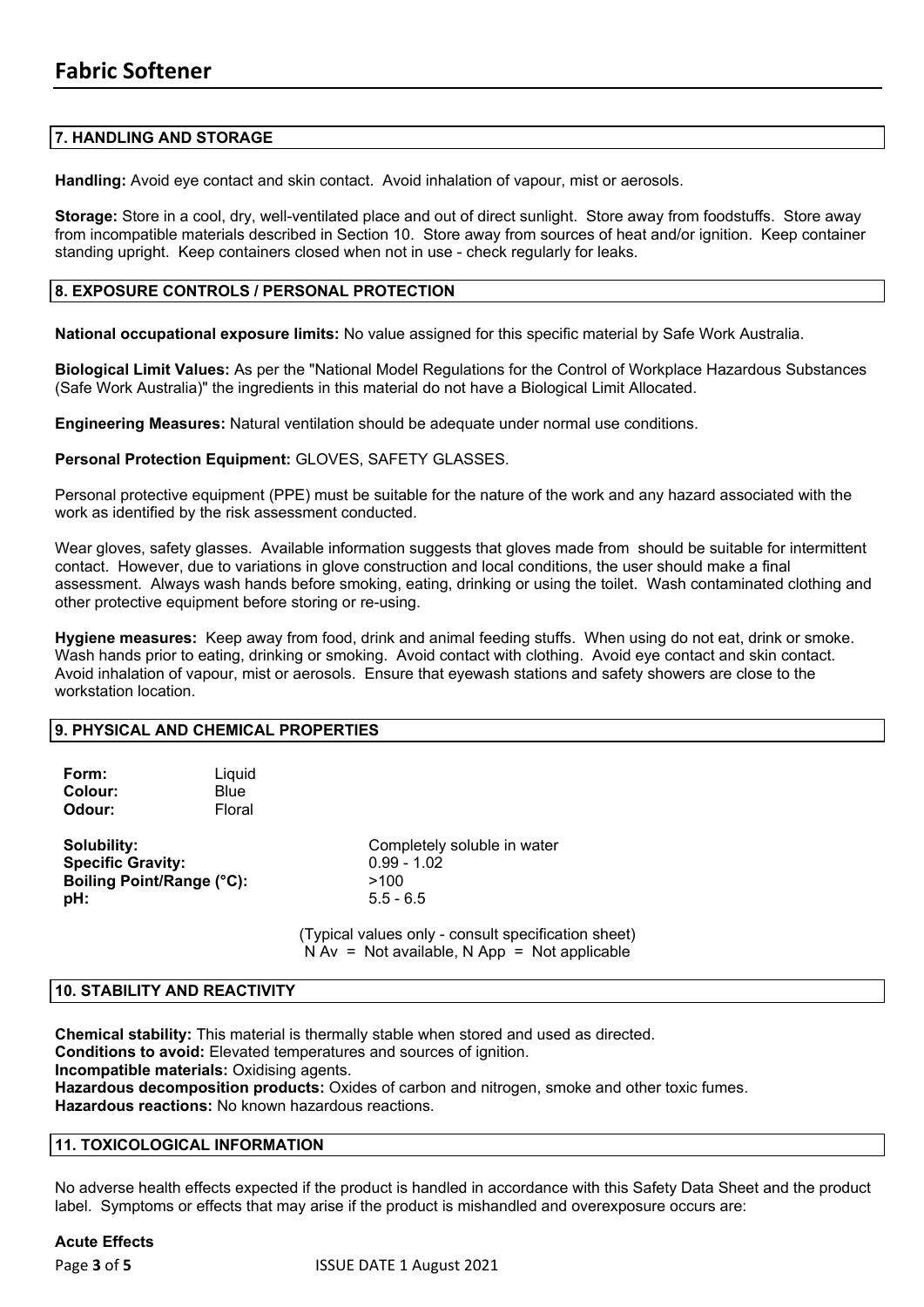## 7. HANDLING AND STORAGE

**Handling:** Avoid eye contact and skin contact. Avoid inhalation of vapour, mist or aerosols.

**Storage:** Store in a cool, dry, well-ventilated place and out of direct sunlight. Store away from foodstuffs. Store away from incompatible materials described in Section 10. Store away from sources of heat and/or ignition. Keep container standing upright. Keep containers closed when not in use - check regularly for leaks.

## 8. EXPOSURE CONTROLS / PERSONAL PROTECTION

**National occupational exposure limits:** No value assigned for this specific material by Safe Work Australia.

**Biological Limit Values:** As per the "National Model Regulations for the Control of Workplace Hazardous Substances (Safe Work Australia)" the ingredients in this material do not have a Biological Limit Allocated.

**Engineering Measures:** Natural ventilation should be adequate under normal use conditions.

**Personal Protection Equipment:** GLOVES, SAFETY GLASSES.

Personal protective equipment (PPE) must be suitable for the nature of the work and any hazard associated with the work as identified by the risk assessment conducted.

Wear gloves, safety glasses. Available information suggests that gloves made from should be suitable for intermittent contact. However, due to variations in glove construction and local conditions, the user should make a final assessment. Always wash hands before smoking, eating, drinking or using the toilet. Wash contaminated clothing and other protective equipment before storing or re-using.

**Hygiene measures:** Keep away from food, drink and animal feeding stuffs. When using do not eat, drink or smoke. Wash hands prior to eating, drinking or smoking. Avoid contact with clothing. Avoid eye contact and skin contact. Avoid inhalation of vapour, mist or aerosols. Ensure that eyewash stations and safety showers are close to the workstation location.

## 9. PHYSICAL AND CHEMICAL PROPERTIES

**Form:** Liquid
**Colour:** Blue
**Odour:** Floral

**Solubility:** Completely soluble in water
**Specific Gravity:** 0.99 - 1.02
**Boiling Point/Range (°C):** >100
**pH:** 5.5 - 6.5

(Typical values only - consult specification sheet)
N Av = Not available, N App = Not applicable

## 10. STABILITY AND REACTIVITY

**Chemical stability:** This material is thermally stable when stored and used as directed.
**Conditions to avoid:** Elevated temperatures and sources of ignition.
**Incompatible materials:** Oxidising agents.
**Hazardous decomposition products:** Oxides of carbon and nitrogen, smoke and other toxic fumes.
**Hazardous reactions:** No known hazardous reactions.

## 11. TOXICOLOGICAL INFORMATION

No adverse health effects expected if the product is handled in accordance with this Safety Data Sheet and the product label. Symptoms or effects that may arise if the product is mishandled and overexposure occurs are:

**Acute Effects**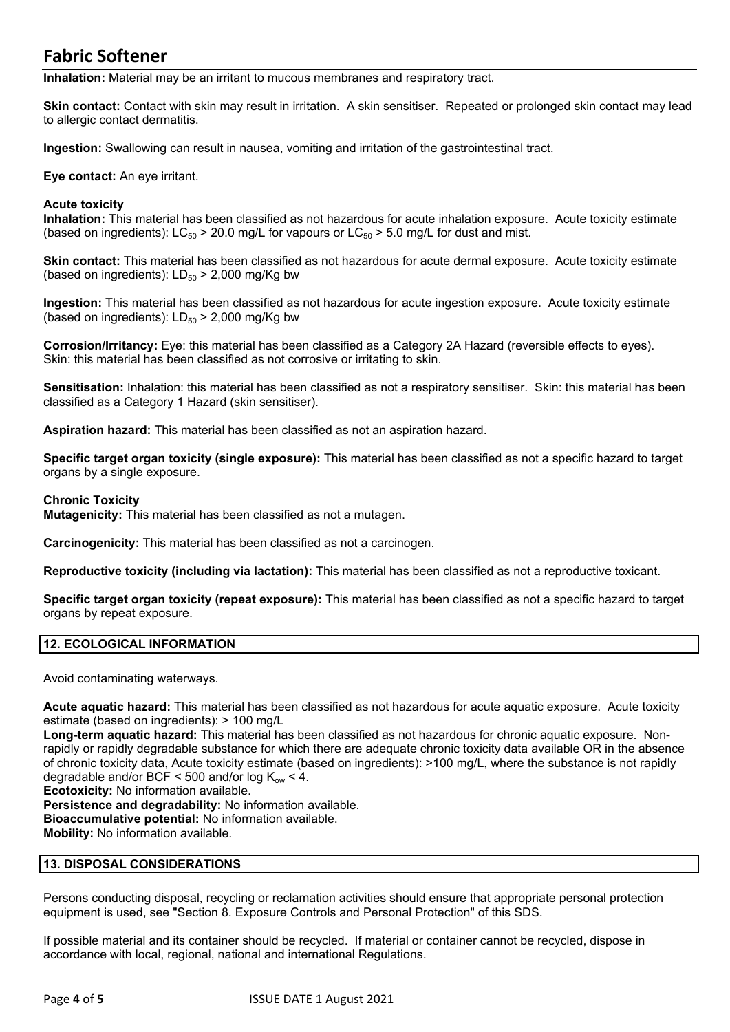**Inhalation:** Material may be an irritant to mucous membranes and respiratory tract.

**Skin contact:** Contact with skin may result in irritation. A skin sensitiser. Repeated or prolonged skin contact may lead to allergic contact dermatitis.

**Ingestion:** Swallowing can result in nausea, vomiting and irritation of the gastrointestinal tract.

**Eye contact:** An eye irritant.

**Acute toxicity**

**Inhalation:** This material has been classified as not hazardous for acute inhalation exposure. Acute toxicity estimate (based on ingredients): $LC_{50}$ > 20.0 mg/L for vapours or $LC_{50}$ > 5.0 mg/L for dust and mist.

**Skin contact:** This material has been classified as not hazardous for acute dermal exposure. Acute toxicity estimate (based on ingredients): $LD_{50}$ > 2,000 mg/Kg bw

**Ingestion:** This material has been classified as not hazardous for acute ingestion exposure. Acute toxicity estimate (based on ingredients): $LD_{50}$ > 2,000 mg/Kg bw

**Corrosion/Irritancy:** Eye: this material has been classified as a Category 2A Hazard (reversible effects to eyes). Skin: this material has been classified as not corrosive or irritating to skin.

**Sensitisation:** Inhalation: this material has been classified as not a respiratory sensitiser. Skin: this material has been classified as a Category 1 Hazard (skin sensitiser).

**Aspiration hazard:** This material has been classified as not an aspiration hazard.

**Specific target organ toxicity (single exposure):** This material has been classified as not a specific hazard to target organs by a single exposure.

**Chronic Toxicity**

**Mutagenicity:** This material has been classified as not a mutagen.

**Carcinogenicity:** This material has been classified as not a carcinogen.

**Reproductive toxicity (including via lactation):** This material has been classified as not a reproductive toxicant.

**Specific target organ toxicity (repeat exposure):** This material has been classified as not a specific hazard to target organs by repeat exposure.

## 12. ECOLOGICAL INFORMATION

Avoid contaminating waterways.

**Acute aquatic hazard:** This material has been classified as not hazardous for acute aquatic exposure. Acute toxicity estimate (based on ingredients): > 100 mg/L

**Long-term aquatic hazard:** This material has been classified as not hazardous for chronic aquatic exposure. Non-rapidly or rapidly degradable substance for which there are adequate chronic toxicity data available OR in the absence of chronic toxicity data, Acute toxicity estimate (based on ingredients): >100 mg/L, where the substance is not rapidly degradable and/or BCF < 500 and/or log $K_{ow}$ < 4.

**Ecotoxicity:** No information available.

**Persistence and degradability:** No information available.

**Bioaccumulative potential:** No information available.

**Mobility:** No information available.

## 13. DISPOSAL CONSIDERATIONS

Persons conducting disposal, recycling or reclamation activities should ensure that appropriate personal protection equipment is used, see "Section 8. Exposure Controls and Personal Protection" of this SDS.

If possible material and its container should be recycled. If material or container cannot be recycled, dispose in accordance with local, regional, national and international Regulations.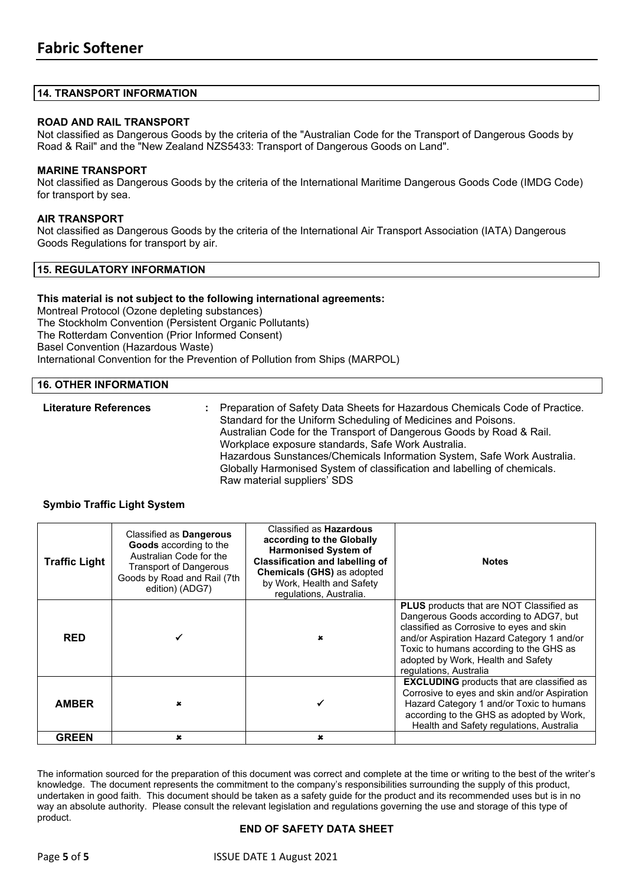# Fabric Softener

## 14. TRANSPORT INFORMATION

**ROAD AND RAIL TRANSPORT**
Not classified as Dangerous Goods by the criteria of the "Australian Code for the Transport of Dangerous Goods by Road & Rail" and the "New Zealand NZS5433: Transport of Dangerous Goods on Land".

**MARINE TRANSPORT**
Not classified as Dangerous Goods by the criteria of the International Maritime Dangerous Goods Code (IMDG Code) for transport by sea.

**AIR TRANSPORT**
Not classified as Dangerous Goods by the criteria of the International Air Transport Association (IATA) Dangerous Goods Regulations for transport by air.

## 15. REGULATORY INFORMATION

**This material is not subject to the following international agreements:**
Montreal Protocol (Ozone depleting substances)
The Stockholm Convention (Persistent Organic Pollutants)
The Rotterdam Convention (Prior Informed Consent)
Basel Convention (Hazardous Waste)
International Convention for the Prevention of Pollution from Ships (MARPOL)

## 16. OTHER INFORMATION

**Literature References** : Preparation of Safety Data Sheets for Hazardous Chemicals Code of Practice.
Standard for the Uniform Scheduling of Medicines and Poisons.
Australian Code for the Transport of Dangerous Goods by Road & Rail.
Workplace exposure standards, Safe Work Australia.
Hazardous Sunstances/Chemicals Information System, Safe Work Australia.
Globally Harmonised System of classification and labelling of chemicals.
Raw material suppliers' SDS

**Symbio Traffic Light System**

| Traffic Light | Classified as **Dangerous Goods** according to the Australian Code for the Transport of Dangerous Goods by Road and Rail (7th edition) (ADG7) | Classified as **Hazardous according to the Globally Harmonised System of Classification and labelling of Chemicals (GHS)** as adopted by Work, Health and Safety regulations, Australia. | Notes |
|---|---|---|---|
| **RED** | ✓ | ✗ | **PLUS** products that are NOT Classified as Dangerous Goods according to ADG7, but classified as Corrosive to eyes and skin and/or Aspiration Hazard Category 1 and/or Toxic to humans according to the GHS as adopted by Work, Health and Safety regulations, Australia |
| **AMBER** | ✗ | ✓ | **EXCLUDING** products that are classified as Corrosive to eyes and skin and/or Aspiration Hazard Category 1 and/or Toxic to humans according to the GHS as adopted by Work, Health and Safety regulations, Australia |
| **GREEN** | ✗ | ✗ | |

The information sourced for the preparation of this document was correct and complete at the time or writing to the best of the writer's knowledge. The document represents the commitment to the company's responsibilities surrounding the supply of this product, undertaken in good faith. This document should be taken as a safety guide for the product and its recommended uses but is in no way an absolute authority. Please consult the relevant legislation and regulations governing the use and storage of this type of product.

**END OF SAFETY DATA SHEET**

ISSUE DATE 1 August 2021